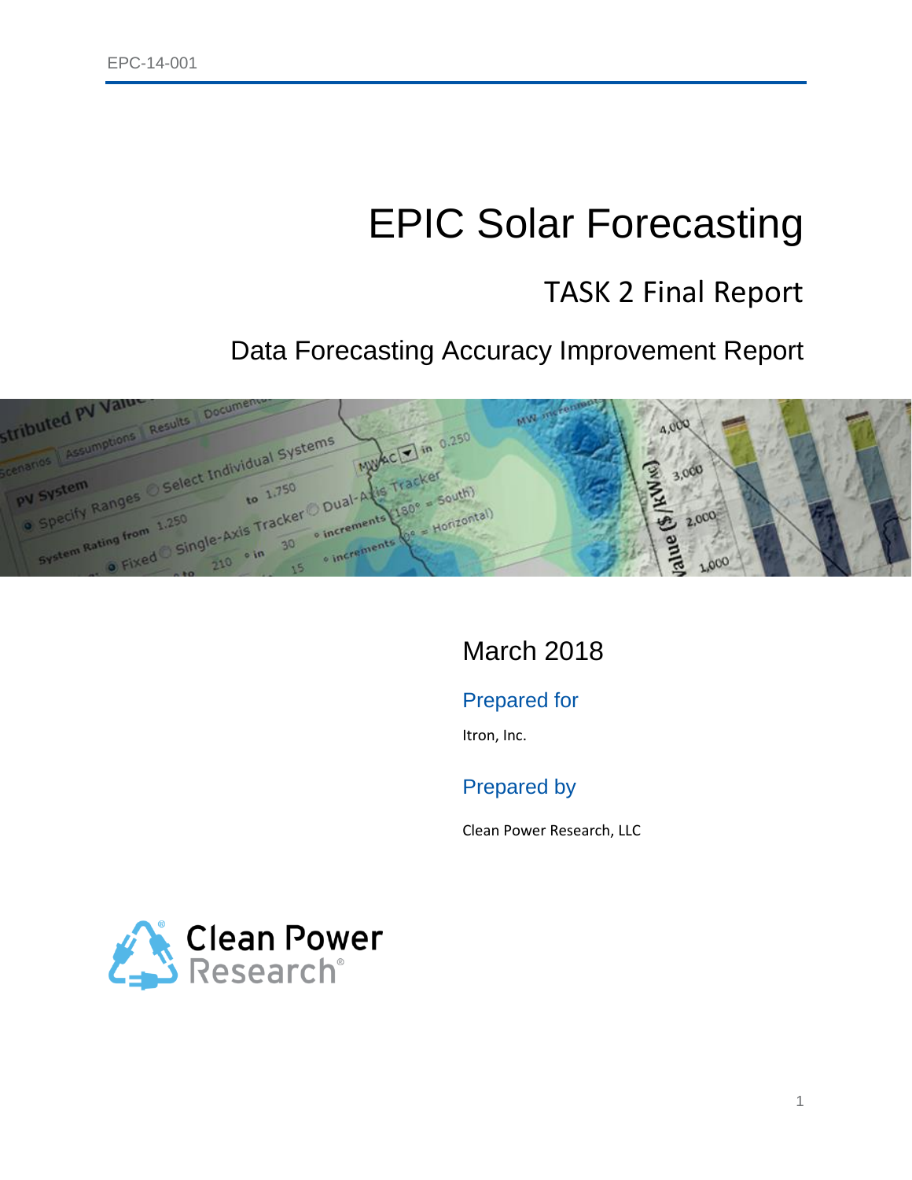EPC-14-001

# EPIC Solar Forecasting

## TASK 2 Final Report

### Data Forecasting Accuracy Improvement Report

March 2018

**Prepared for**

Itron, Inc.

**Prepared by**

Clean Power Research, LLC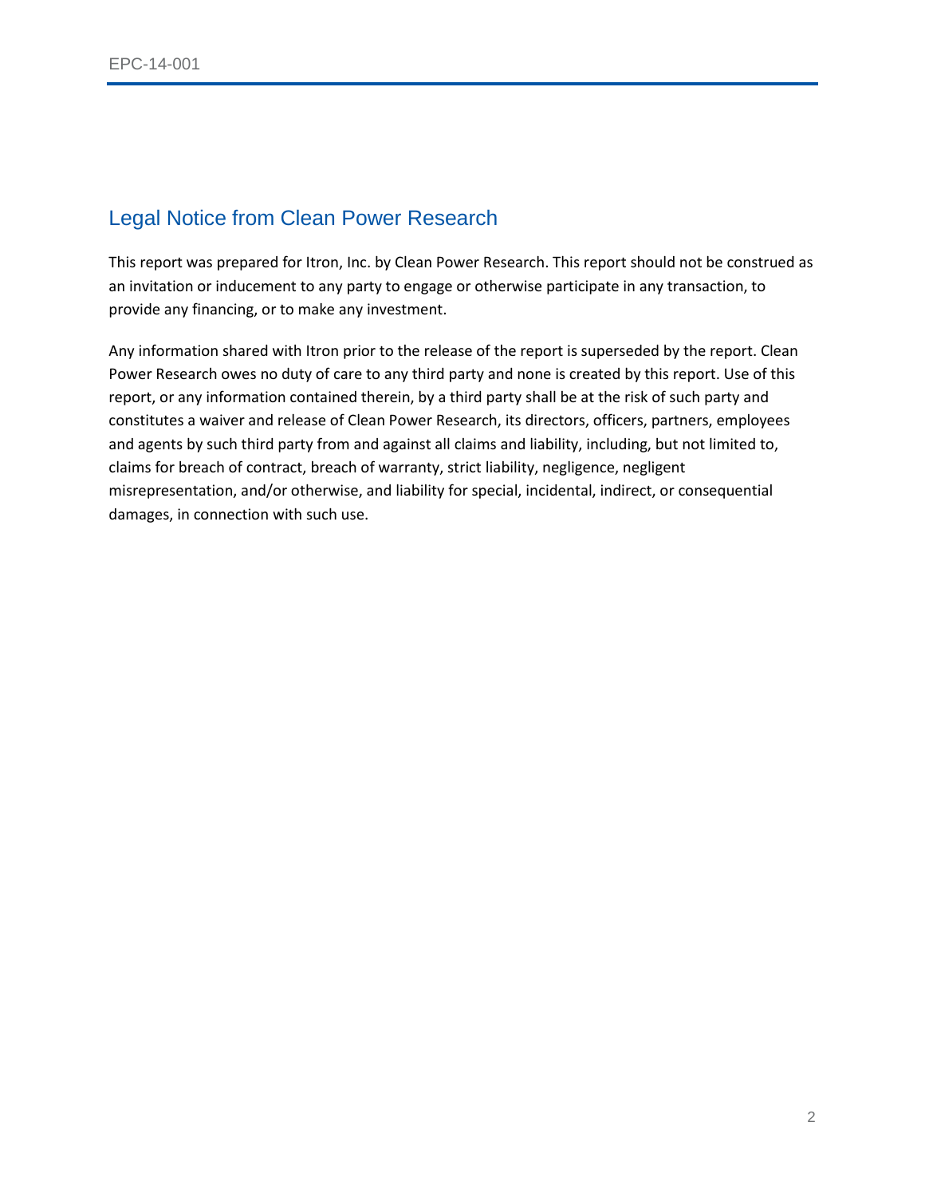## Legal Notice from Clean Power Research

This report was prepared for Itron, Inc. by Clean Power Research. This report should not be construed as an invitation or inducement to any party to engage or otherwise participate in any transaction, to provide any financing, or to make any investment.

Any information shared with Itron prior to the release of the report is superseded by the report. Clean Power Research owes no duty of care to any third party and none is created by this report. Use of this report, or any information contained therein, by a third party shall be at the risk of such party and constitutes a waiver and release of Clean Power Research, its directors, officers, partners, employees and agents by such third party from and against all claims and liability, including, but not limited to, claims for breach of contract, breach of warranty, strict liability, negligence, negligent misrepresentation, and/or otherwise, and liability for special, incidental, indirect, or consequential damages, in connection with such use.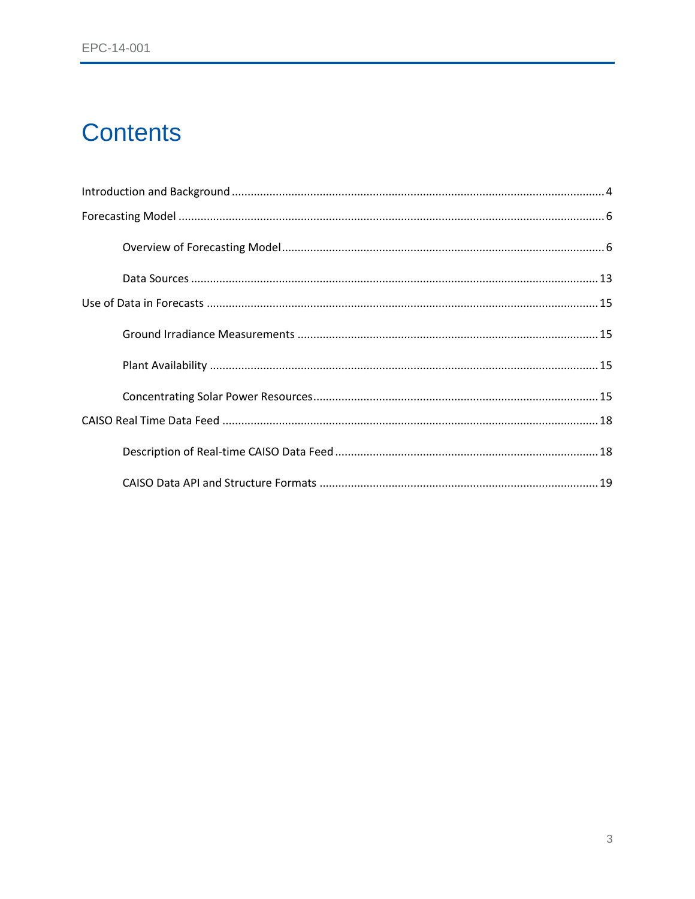# Contents

Introduction and Background .......... 4

Forecasting Model .......... 6

- Overview of Forecasting Model .......... 6
- Data Sources .......... 13

Use of Data in Forecasts .......... 15

- Ground Irradiance Measurements .......... 15
- Plant Availability .......... 15
- Concentrating Solar Power Resources .......... 15

CAISO Real Time Data Feed .......... 18

- Description of Real-time CAISO Data Feed .......... 18
- CAISO Data API and Structure Formats .......... 19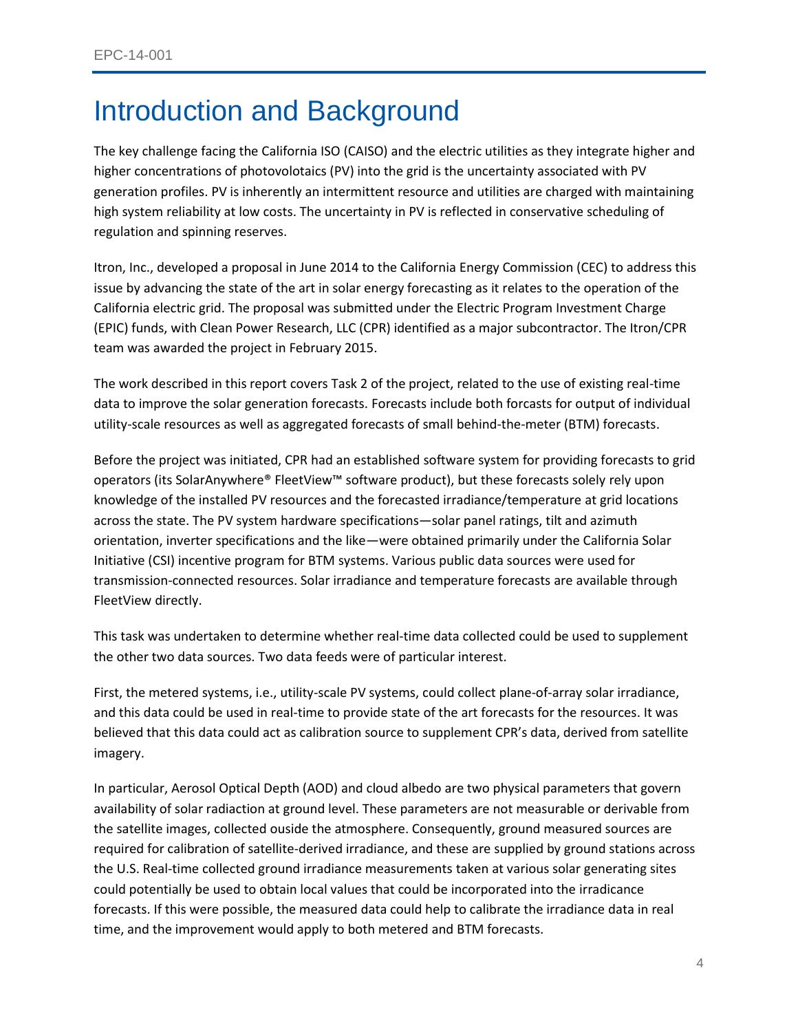# Introduction and Background

The key challenge facing the California ISO (CAISO) and the electric utilities as they integrate higher and higher concentrations of photovolotaics (PV) into the grid is the uncertainty associated with PV generation profiles. PV is inherently an intermittent resource and utilities are charged with maintaining high system reliability at low costs. The uncertainty in PV is reflected in conservative scheduling of regulation and spinning reserves.

Itron, Inc., developed a proposal in June 2014 to the California Energy Commission (CEC) to address this issue by advancing the state of the art in solar energy forecasting as it relates to the operation of the California electric grid. The proposal was submitted under the Electric Program Investment Charge (EPIC) funds, with Clean Power Research, LLC (CPR) identified as a major subcontractor. The Itron/CPR team was awarded the project in February 2015.

The work described in this report covers Task 2 of the project, related to the use of existing real-time data to improve the solar generation forecasts. Forecasts include both forcasts for output of individual utility-scale resources as well as aggregated forecasts of small behind-the-meter (BTM) forecasts.

Before the project was initiated, CPR had an established software system for providing forecasts to grid operators (its SolarAnywhere® FleetView™ software product), but these forecasts solely rely upon knowledge of the installed PV resources and the forecasted irradiance/temperature at grid locations across the state. The PV system hardware specifications—solar panel ratings, tilt and azimuth orientation, inverter specifications and the like—were obtained primarily under the California Solar Initiative (CSI) incentive program for BTM systems. Various public data sources were used for transmission-connected resources. Solar irradiance and temperature forecasts are available through FleetView directly.

This task was undertaken to determine whether real-time data collected could be used to supplement the other two data sources. Two data feeds were of particular interest.

First, the metered systems, i.e., utility-scale PV systems, could collect plane-of-array solar irradiance, and this data could be used in real-time to provide state of the art forecasts for the resources. It was believed that this data could act as calibration source to supplement CPR's data, derived from satellite imagery.

In particular, Aerosol Optical Depth (AOD) and cloud albedo are two physical parameters that govern availability of solar radiaction at ground level. These parameters are not measurable or derivable from the satellite images, collected ouside the atmosphere. Consequently, ground measured sources are required for calibration of satellite-derived irradiance, and these are supplied by ground stations across the U.S. Real-time collected ground irradiance measurements taken at various solar generating sites could potentially be used to obtain local values that could be incorporated into the irradicance forecasts. If this were possible, the measured data could help to calibrate the irradiance data in real time, and the improvement would apply to both metered and BTM forecasts.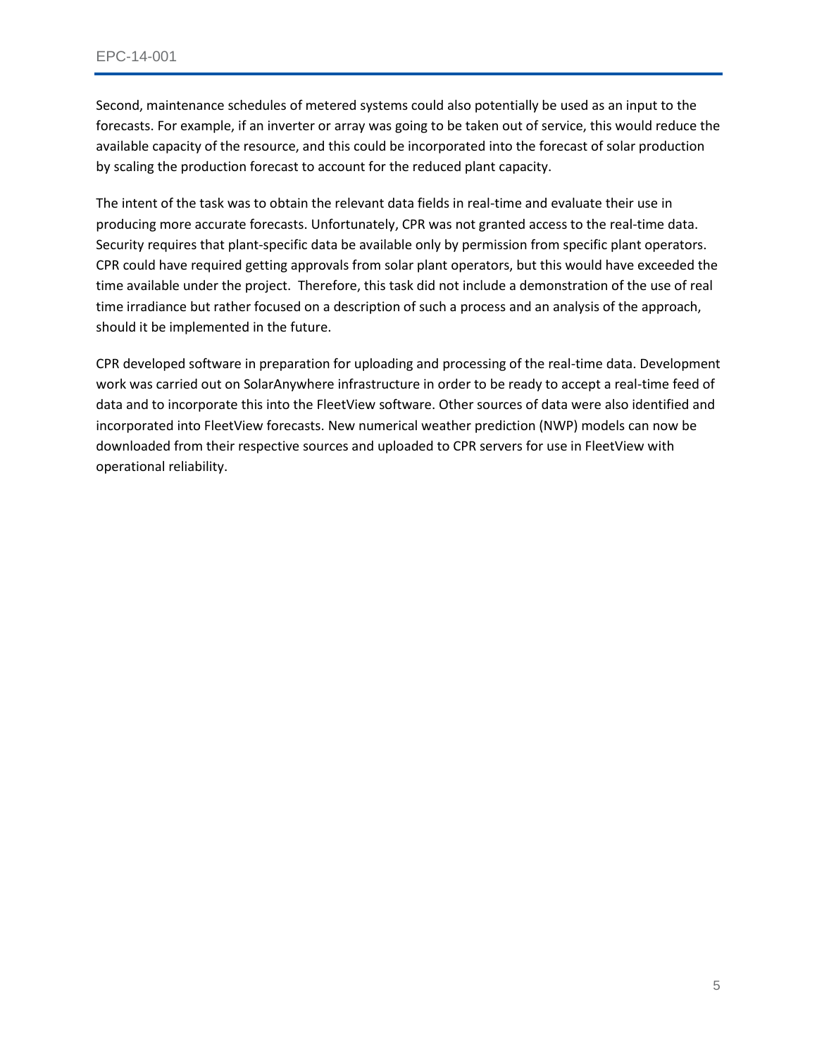Second, maintenance schedules of metered systems could also potentially be used as an input to the forecasts. For example, if an inverter or array was going to be taken out of service, this would reduce the available capacity of the resource, and this could be incorporated into the forecast of solar production by scaling the production forecast to account for the reduced plant capacity.

The intent of the task was to obtain the relevant data fields in real-time and evaluate their use in producing more accurate forecasts. Unfortunately, CPR was not granted access to the real-time data. Security requires that plant-specific data be available only by permission from specific plant operators. CPR could have required getting approvals from solar plant operators, but this would have exceeded the time available under the project. Therefore, this task did not include a demonstration of the use of real time irradiance but rather focused on a description of such a process and an analysis of the approach, should it be implemented in the future.

CPR developed software in preparation for uploading and processing of the real-time data. Development work was carried out on SolarAnywhere infrastructure in order to be ready to accept a real-time feed of data and to incorporate this into the FleetView software. Other sources of data were also identified and incorporated into FleetView forecasts. New numerical weather prediction (NWP) models can now be downloaded from their respective sources and uploaded to CPR servers for use in FleetView with operational reliability.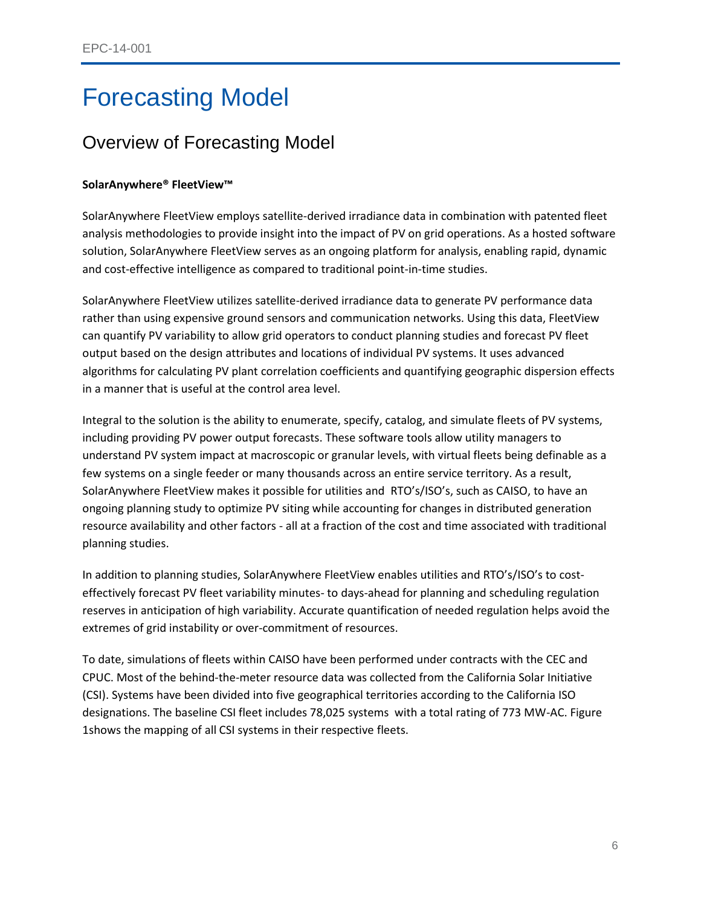# Forecasting Model

## Overview of Forecasting Model

**SolarAnywhere® FleetView™**

SolarAnywhere FleetView employs satellite-derived irradiance data in combination with patented fleet analysis methodologies to provide insight into the impact of PV on grid operations. As a hosted software solution, SolarAnywhere FleetView serves as an ongoing platform for analysis, enabling rapid, dynamic and cost-effective intelligence as compared to traditional point-in-time studies.

SolarAnywhere FleetView utilizes satellite-derived irradiance data to generate PV performance data rather than using expensive ground sensors and communication networks. Using this data, FleetView can quantify PV variability to allow grid operators to conduct planning studies and forecast PV fleet output based on the design attributes and locations of individual PV systems. It uses advanced algorithms for calculating PV plant correlation coefficients and quantifying geographic dispersion effects in a manner that is useful at the control area level.

Integral to the solution is the ability to enumerate, specify, catalog, and simulate fleets of PV systems, including providing PV power output forecasts. These software tools allow utility managers to understand PV system impact at macroscopic or granular levels, with virtual fleets being definable as a few systems on a single feeder or many thousands across an entire service territory. As a result, SolarAnywhere FleetView makes it possible for utilities and RTO's/ISO's, such as CAISO, to have an ongoing planning study to optimize PV siting while accounting for changes in distributed generation resource availability and other factors - all at a fraction of the cost and time associated with traditional planning studies.

In addition to planning studies, SolarAnywhere FleetView enables utilities and RTO's/ISO's to cost-effectively forecast PV fleet variability minutes- to days-ahead for planning and scheduling regulation reserves in anticipation of high variability. Accurate quantification of needed regulation helps avoid the extremes of grid instability or over-commitment of resources.

To date, simulations of fleets within CAISO have been performed under contracts with the CEC and CPUC. Most of the behind-the-meter resource data was collected from the California Solar Initiative (CSI). Systems have been divided into five geographical territories according to the California ISO designations. The baseline CSI fleet includes 78,025 systems with a total rating of 773 MW-AC. Figure 1shows the mapping of all CSI systems in their respective fleets.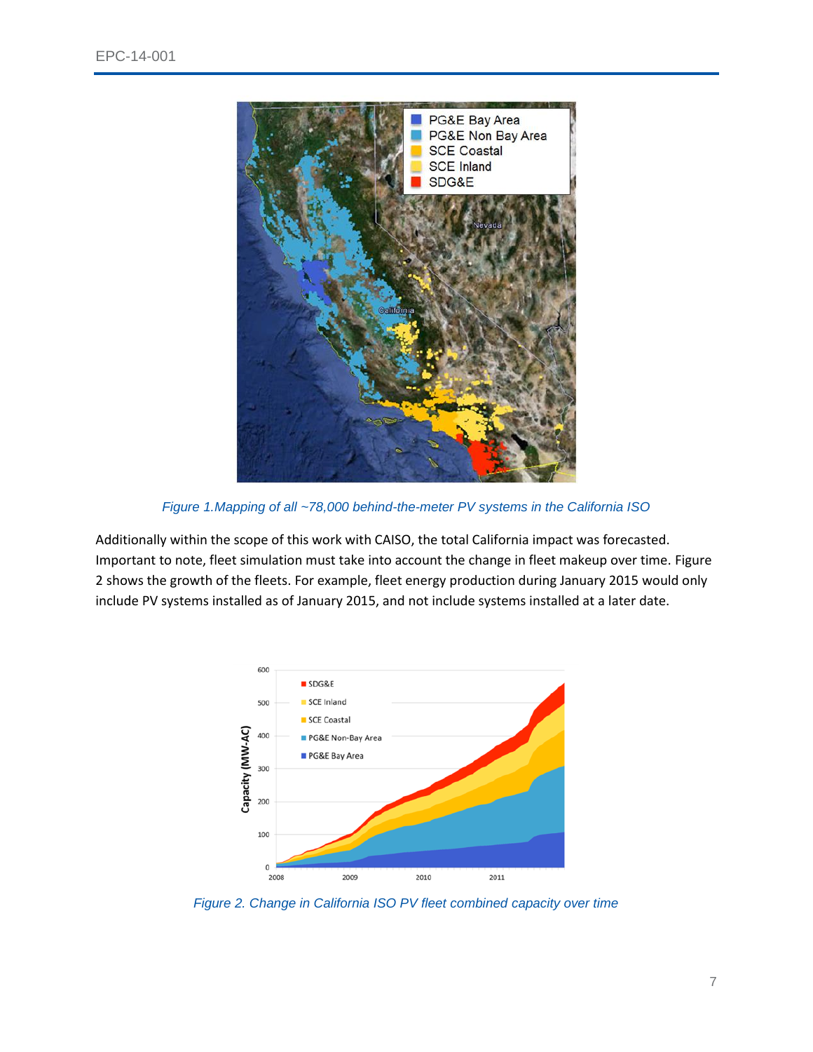Figure 1.Mapping of all ~78,000 behind-the-meter PV systems in the California ISO

Additionally within the scope of this work with CAISO, the total California impact was forecasted. Important to note, fleet simulation must take into account the change in fleet makeup over time. Figure 2 shows the growth of the fleets. For example, fleet energy production during January 2015 would only include PV systems installed as of January 2015, and not include systems installed at a later date.

Figure 2. Change in California ISO PV fleet combined capacity over time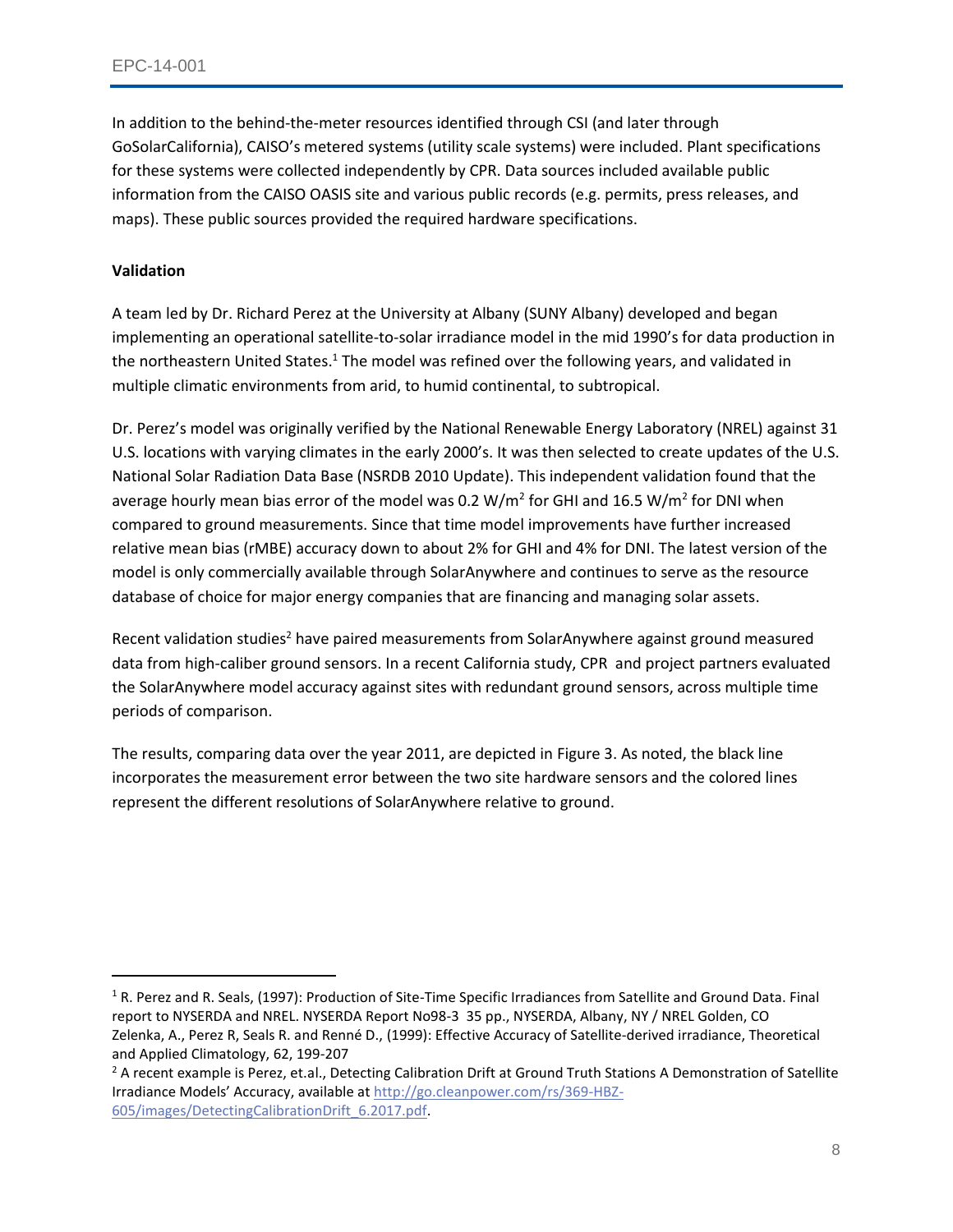In addition to the behind-the-meter resources identified through CSI (and later through GoSolarCalifornia), CAISO's metered systems (utility scale systems) were included. Plant specifications for these systems were collected independently by CPR. Data sources included available public information from the CAISO OASIS site and various public records (e.g. permits, press releases, and maps). These public sources provided the required hardware specifications.

**Validation**

A team led by Dr. Richard Perez at the University at Albany (SUNY Albany) developed and began implementing an operational satellite-to-solar irradiance model in the mid 1990's for data production in the northeastern United States.[1] The model was refined over the following years, and validated in multiple climatic environments from arid, to humid continental, to subtropical.

Dr. Perez's model was originally verified by the National Renewable Energy Laboratory (NREL) against 31 U.S. locations with varying climates in the early 2000's. It was then selected to create updates of the U.S. National Solar Radiation Data Base (NSRDB 2010 Update). This independent validation found that the average hourly mean bias error of the model was 0.2 $W/m^2$ for GHI and 16.5 $W/m^2$ for DNI when compared to ground measurements. Since that time model improvements have further increased relative mean bias (rMBE) accuracy down to about 2% for GHI and 4% for DNI. The latest version of the model is only commercially available through SolarAnywhere and continues to serve as the resource database of choice for major energy companies that are financing and managing solar assets.

Recent validation studies[2] have paired measurements from SolarAnywhere against ground measured data from high-caliber ground sensors. In a recent California study, CPR and project partners evaluated the SolarAnywhere model accuracy against sites with redundant ground sensors, across multiple time periods of comparison.

The results, comparing data over the year 2011, are depicted in Figure 3. As noted, the black line incorporates the measurement error between the two site hardware sensors and the colored lines represent the different resolutions of SolarAnywhere relative to ground.

---

[1] R. Perez and R. Seals, (1997): Production of Site-Time Specific Irradiances from Satellite and Ground Data. Final report to NYSERDA and NREL. NYSERDA Report No98-3 35 pp., NYSERDA, Albany, NY / NREL Golden, CO Zelenka, A., Perez R, Seals R. and Renné D., (1999): Effective Accuracy of Satellite-derived irradiance, Theoretical and Applied Climatology, 62, 199-207

[2] A recent example is Perez, et.al., Detecting Calibration Drift at Ground Truth Stations A Demonstration of Satellite Irradiance Models' Accuracy, available at http://go.cleanpower.com/rs/369-HBZ-605/images/DetectingCalibrationDrift_6.2017.pdf.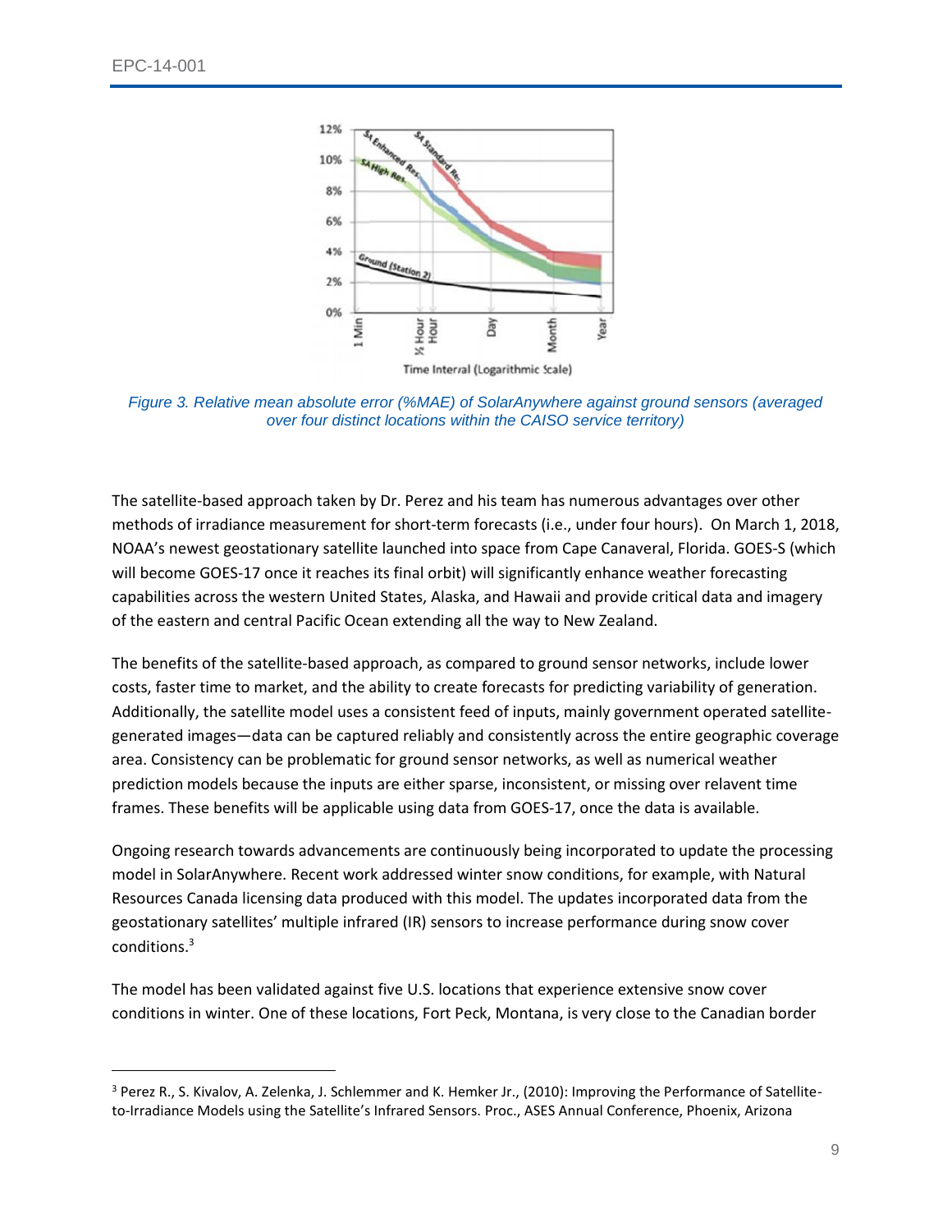*Figure 3. Relative mean absolute error (%MAE) of SolarAnywhere against ground sensors (averaged over four distinct locations within the CAISO service territory)*

The satellite-based approach taken by Dr. Perez and his team has numerous advantages over other methods of irradiance measurement for short-term forecasts (i.e., under four hours). On March 1, 2018, NOAA's newest geostationary satellite launched into space from Cape Canaveral, Florida. GOES-S (which will become GOES-17 once it reaches its final orbit) will significantly enhance weather forecasting capabilities across the western United States, Alaska, and Hawaii and provide critical data and imagery of the eastern and central Pacific Ocean extending all the way to New Zealand.

The benefits of the satellite-based approach, as compared to ground sensor networks, include lower costs, faster time to market, and the ability to create forecasts for predicting variability of generation. Additionally, the satellite model uses a consistent feed of inputs, mainly government operated satellite-generated images—data can be captured reliably and consistently across the entire geographic coverage area. Consistency can be problematic for ground sensor networks, as well as numerical weather prediction models because the inputs are either sparse, inconsistent, or missing over relavent time frames. These benefits will be applicable using data from GOES-17, once the data is available.

Ongoing research towards advancements are continuously being incorporated to update the processing model in SolarAnywhere. Recent work addressed winter snow conditions, for example, with Natural Resources Canada licensing data produced with this model. The updates incorporated data from the geostationary satellites' multiple infrared (IR) sensors to increase performance during snow cover conditions.[3]

The model has been validated against five U.S. locations that experience extensive snow cover conditions in winter. One of these locations, Fort Peck, Montana, is very close to the Canadian border

[3] Perez R., S. Kivalov, A. Zelenka, J. Schlemmer and K. Hemker Jr., (2010): Improving the Performance of Satellite-to-Irradiance Models using the Satellite's Infrared Sensors. Proc., ASES Annual Conference, Phoenix, Arizona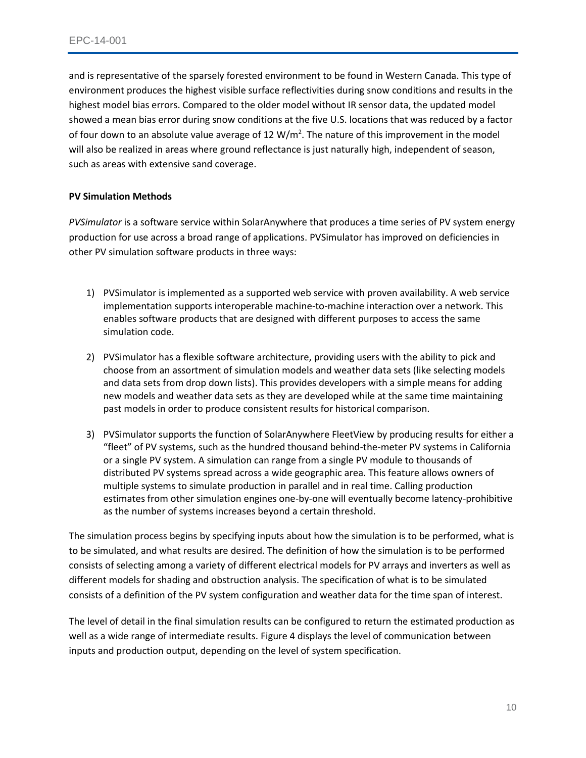and is representative of the sparsely forested environment to be found in Western Canada. This type of environment produces the highest visible surface reflectivities during snow conditions and results in the highest model bias errors. Compared to the older model without IR sensor data, the updated model showed a mean bias error during snow conditions at the five U.S. locations that was reduced by a factor of four down to an absolute value average of 12 $W/m^2$. The nature of this improvement in the model will also be realized in areas where ground reflectance is just naturally high, independent of season, such as areas with extensive sand coverage.

**PV Simulation Methods**

*PVSimulator* is a software service within SolarAnywhere that produces a time series of PV system energy production for use across a broad range of applications. PVSimulator has improved on deficiencies in other PV simulation software products in three ways:

1) PVSimulator is implemented as a supported web service with proven availability. A web service implementation supports interoperable machine-to-machine interaction over a network. This enables software products that are designed with different purposes to access the same simulation code.

2) PVSimulator has a flexible software architecture, providing users with the ability to pick and choose from an assortment of simulation models and weather data sets (like selecting models and data sets from drop down lists). This provides developers with a simple means for adding new models and weather data sets as they are developed while at the same time maintaining past models in order to produce consistent results for historical comparison.

3) PVSimulator supports the function of SolarAnywhere FleetView by producing results for either a "fleet" of PV systems, such as the hundred thousand behind-the-meter PV systems in California or a single PV system. A simulation can range from a single PV module to thousands of distributed PV systems spread across a wide geographic area. This feature allows owners of multiple systems to simulate production in parallel and in real time. Calling production estimates from other simulation engines one-by-one will eventually become latency-prohibitive as the number of systems increases beyond a certain threshold.

The simulation process begins by specifying inputs about how the simulation is to be performed, what is to be simulated, and what results are desired. The definition of how the simulation is to be performed consists of selecting among a variety of different electrical models for PV arrays and inverters as well as different models for shading and obstruction analysis. The specification of what is to be simulated consists of a definition of the PV system configuration and weather data for the time span of interest.

The level of detail in the final simulation results can be configured to return the estimated production as well as a wide range of intermediate results. Figure 4 displays the level of communication between inputs and production output, depending on the level of system specification.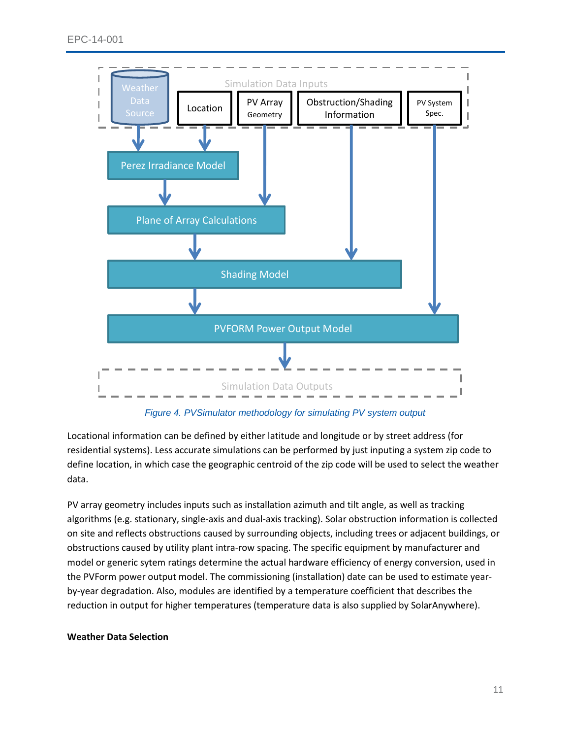Figure 4. PVSimulator methodology for simulating PV system output

Locational information can be defined by either latitude and longitude or by street address (for residential systems). Less accurate simulations can be performed by just inputing a system zip code to define location, in which case the geographic centroid of the zip code will be used to select the weather data.

PV array geometry includes inputs such as installation azimuth and tilt angle, as well as tracking algorithms (e.g. stationary, single-axis and dual-axis tracking). Solar obstruction information is collected on site and reflects obstructions caused by surrounding objects, including trees or adjacent buildings, or obstructions caused by utility plant intra-row spacing. The specific equipment by manufacturer and model or generic sytem ratings determine the actual hardware efficiency of energy conversion, used in the PVForm power output model. The commissioning (installation) date can be used to estimate year-by-year degradation. Also, modules are identified by a temperature coefficient that describes the reduction in output for higher temperatures (temperature data is also supplied by SolarAnywhere).

**Weather Data Selection**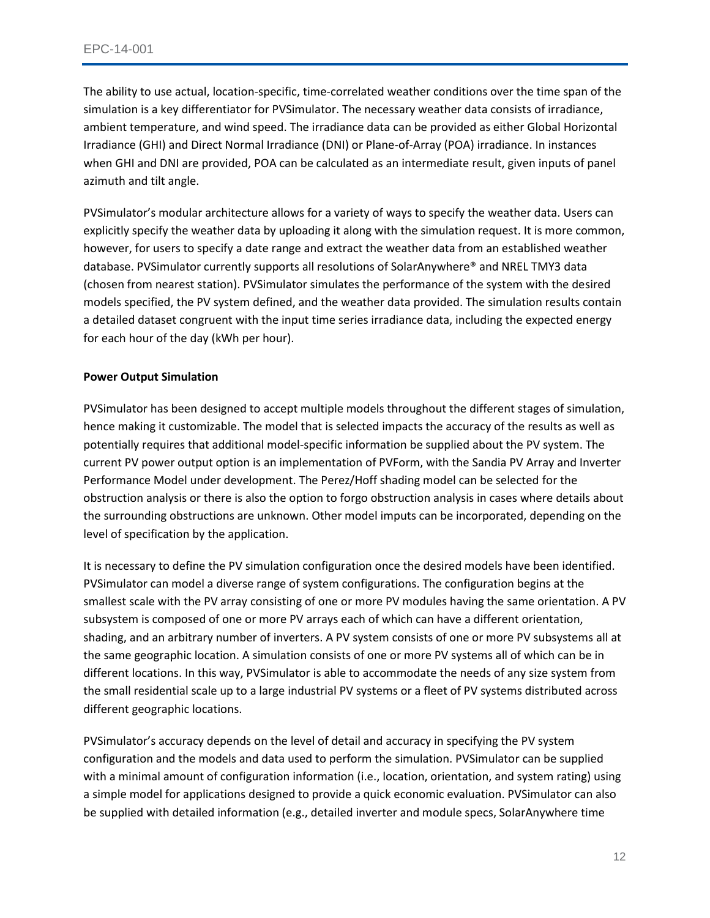The ability to use actual, location-specific, time-correlated weather conditions over the time span of the simulation is a key differentiator for PVSimulator. The necessary weather data consists of irradiance, ambient temperature, and wind speed. The irradiance data can be provided as either Global Horizontal Irradiance (GHI) and Direct Normal Irradiance (DNI) or Plane-of-Array (POA) irradiance. In instances when GHI and DNI are provided, POA can be calculated as an intermediate result, given inputs of panel azimuth and tilt angle.

PVSimulator's modular architecture allows for a variety of ways to specify the weather data. Users can explicitly specify the weather data by uploading it along with the simulation request. It is more common, however, for users to specify a date range and extract the weather data from an established weather database. PVSimulator currently supports all resolutions of SolarAnywhere® and NREL TMY3 data (chosen from nearest station). PVSimulator simulates the performance of the system with the desired models specified, the PV system defined, and the weather data provided. The simulation results contain a detailed dataset congruent with the input time series irradiance data, including the expected energy for each hour of the day (kWh per hour).

**Power Output Simulation**

PVSimulator has been designed to accept multiple models throughout the different stages of simulation, hence making it customizable. The model that is selected impacts the accuracy of the results as well as potentially requires that additional model-specific information be supplied about the PV system. The current PV power output option is an implementation of PVForm, with the Sandia PV Array and Inverter Performance Model under development. The Perez/Hoff shading model can be selected for the obstruction analysis or there is also the option to forgo obstruction analysis in cases where details about the surrounding obstructions are unknown. Other model imputs can be incorporated, depending on the level of specification by the application.

It is necessary to define the PV simulation configuration once the desired models have been identified. PVSimulator can model a diverse range of system configurations. The configuration begins at the smallest scale with the PV array consisting of one or more PV modules having the same orientation. A PV subsystem is composed of one or more PV arrays each of which can have a different orientation, shading, and an arbitrary number of inverters. A PV system consists of one or more PV subsystems all at the same geographic location. A simulation consists of one or more PV systems all of which can be in different locations. In this way, PVSimulator is able to accommodate the needs of any size system from the small residential scale up to a large industrial PV systems or a fleet of PV systems distributed across different geographic locations.

PVSimulator's accuracy depends on the level of detail and accuracy in specifying the PV system configuration and the models and data used to perform the simulation. PVSimulator can be supplied with a minimal amount of configuration information (i.e., location, orientation, and system rating) using a simple model for applications designed to provide a quick economic evaluation. PVSimulator can also be supplied with detailed information (e.g., detailed inverter and module specs, SolarAnywhere time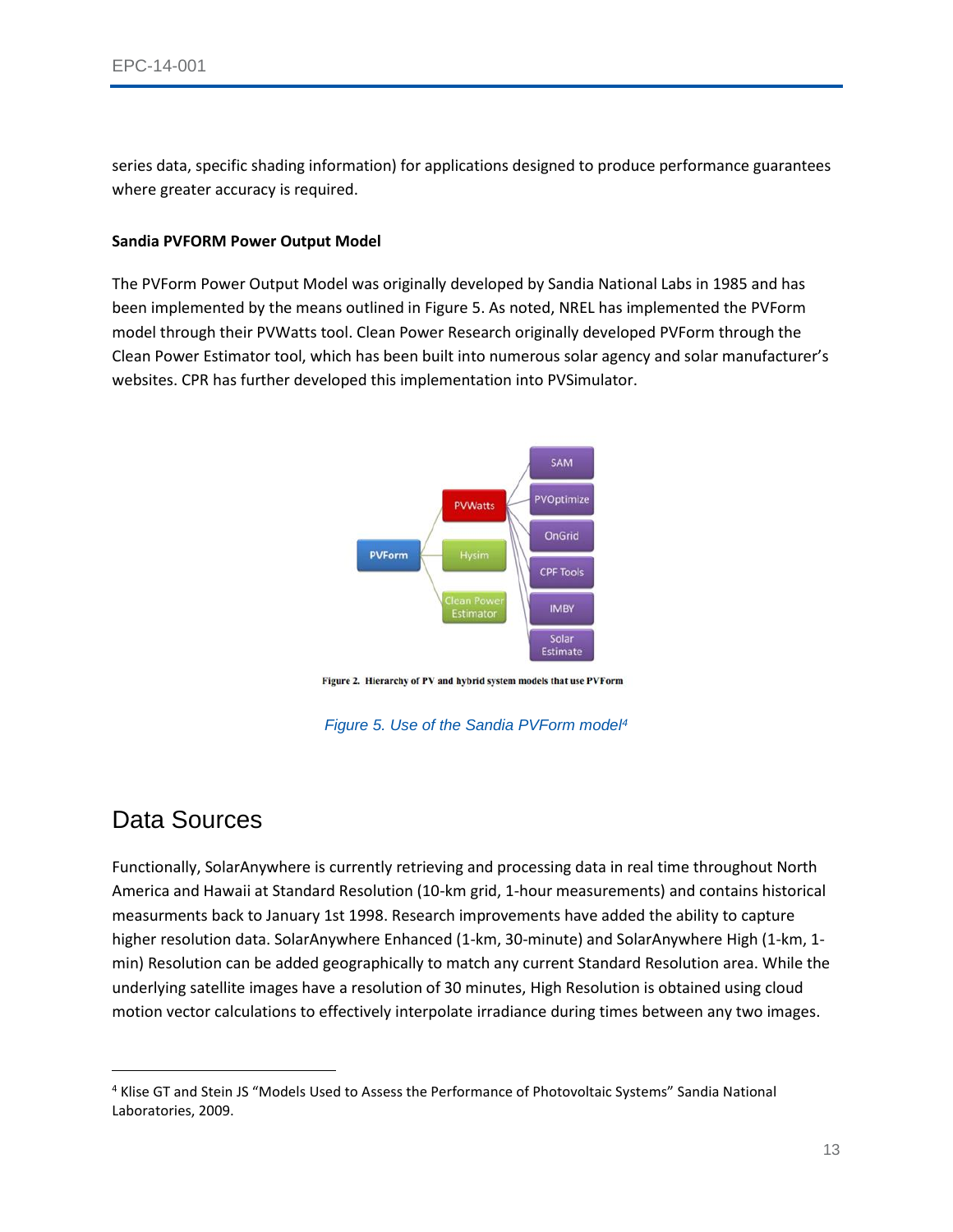series data, specific shading information) for applications designed to produce performance guarantees where greater accuracy is required.

**Sandia PVFORM Power Output Model**

The PVForm Power Output Model was originally developed by Sandia National Labs in 1985 and has been implemented by the means outlined in Figure 5. As noted, NREL has implemented the PVForm model through their PVWatts tool. Clean Power Research originally developed PVForm through the Clean Power Estimator tool, which has been built into numerous solar agency and solar manufacturer's websites. CPR has further developed this implementation into PVSimulator.

Figure 2. Hierarchy of PV and hybrid system models that use PVForm

*Figure 5. Use of the Sandia PVForm model*[4]

## Data Sources

Functionally, SolarAnywhere is currently retrieving and processing data in real time throughout North America and Hawaii at Standard Resolution (10-km grid, 1-hour measurements) and contains historical measurments back to January 1st 1998. Research improvements have added the ability to capture higher resolution data. SolarAnywhere Enhanced (1-km, 30-minute) and SolarAnywhere High (1-km, 1-min) Resolution can be added geographically to match any current Standard Resolution area. While the underlying satellite images have a resolution of 30 minutes, High Resolution is obtained using cloud motion vector calculations to effectively interpolate irradiance during times between any two images.

---

[4] Klise GT and Stein JS "Models Used to Assess the Performance of Photovoltaic Systems" Sandia National Laboratories, 2009.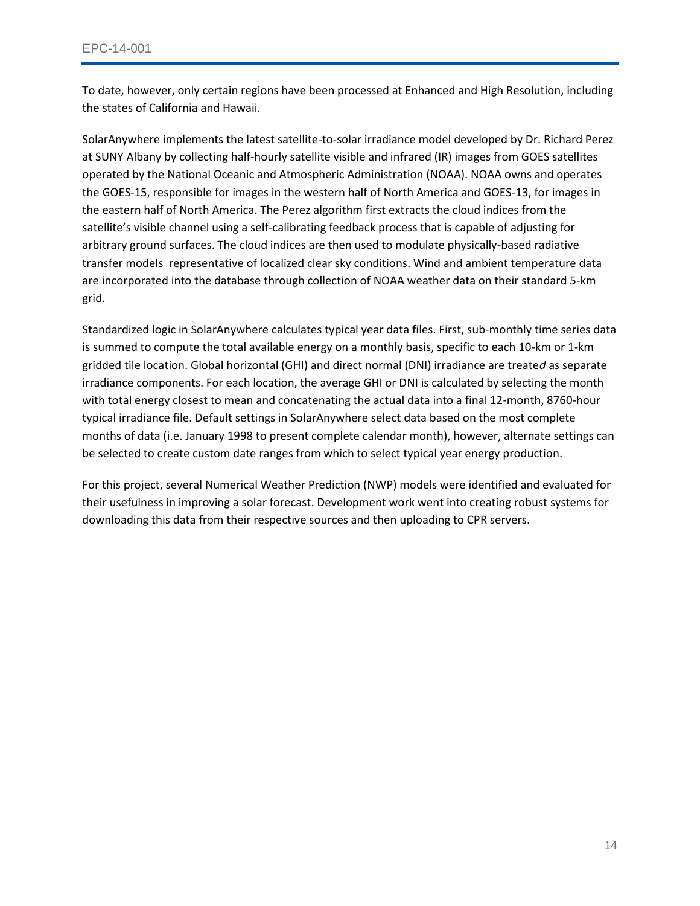To date, however, only certain regions have been processed at Enhanced and High Resolution, including the states of California and Hawaii.

SolarAnywhere implements the latest satellite-to-solar irradiance model developed by Dr. Richard Perez at SUNY Albany by collecting half-hourly satellite visible and infrared (IR) images from GOES satellites operated by the National Oceanic and Atmospheric Administration (NOAA). NOAA owns and operates the GOES-15, responsible for images in the western half of North America and GOES-13, for images in the eastern half of North America. The Perez algorithm first extracts the cloud indices from the satellite's visible channel using a self-calibrating feedback process that is capable of adjusting for arbitrary ground surfaces. The cloud indices are then used to modulate physically-based radiative transfer models representative of localized clear sky conditions. Wind and ambient temperature data are incorporated into the database through collection of NOAA weather data on their standard 5-km grid.

Standardized logic in SolarAnywhere calculates typical year data files. First, sub-monthly time series data is summed to compute the total available energy on a monthly basis, specific to each 10-km or 1-km gridded tile location. Global horizontal (GHI) and direct normal (DNI) irradiance are treate*d* as separate irradiance components. For each location, the average GHI or DNI is calculated by selecting the month with total energy closest to mean and concatenating the actual data into a final 12-month, 8760-hour typical irradiance file. Default settings in SolarAnywhere select data based on the most complete months of data (i.e. January 1998 to present complete calendar month), however, alternate settings can be selected to create custom date ranges from which to select typical year energy production.

For this project, several Numerical Weather Prediction (NWP) models were identified and evaluated for their usefulness in improving a solar forecast. Development work went into creating robust systems for downloading this data from their respective sources and then uploading to CPR servers.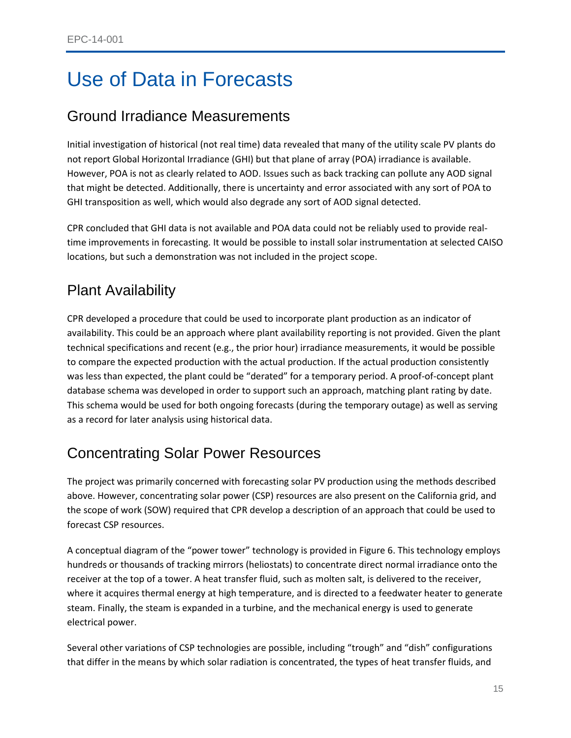# Use of Data in Forecasts

## Ground Irradiance Measurements

Initial investigation of historical (not real time) data revealed that many of the utility scale PV plants do not report Global Horizontal Irradiance (GHI) but that plane of array (POA) irradiance is available. However, POA is not as clearly related to AOD. Issues such as back tracking can pollute any AOD signal that might be detected. Additionally, there is uncertainty and error associated with any sort of POA to GHI transposition as well, which would also degrade any sort of AOD signal detected.

CPR concluded that GHI data is not available and POA data could not be reliably used to provide real-time improvements in forecasting. It would be possible to install solar instrumentation at selected CAISO locations, but such a demonstration was not included in the project scope.

## Plant Availability

CPR developed a procedure that could be used to incorporate plant production as an indicator of availability. This could be an approach where plant availability reporting is not provided. Given the plant technical specifications and recent (e.g., the prior hour) irradiance measurements, it would be possible to compare the expected production with the actual production. If the actual production consistently was less than expected, the plant could be "derated" for a temporary period. A proof-of-concept plant database schema was developed in order to support such an approach, matching plant rating by date. This schema would be used for both ongoing forecasts (during the temporary outage) as well as serving as a record for later analysis using historical data.

## Concentrating Solar Power Resources

The project was primarily concerned with forecasting solar PV production using the methods described above. However, concentrating solar power (CSP) resources are also present on the California grid, and the scope of work (SOW) required that CPR develop a description of an approach that could be used to forecast CSP resources.

A conceptual diagram of the "power tower" technology is provided in Figure 6. This technology employs hundreds or thousands of tracking mirrors (heliostats) to concentrate direct normal irradiance onto the receiver at the top of a tower. A heat transfer fluid, such as molten salt, is delivered to the receiver, where it acquires thermal energy at high temperature, and is directed to a feedwater heater to generate steam. Finally, the steam is expanded in a turbine, and the mechanical energy is used to generate electrical power.

Several other variations of CSP technologies are possible, including "trough" and "dish" configurations that differ in the means by which solar radiation is concentrated, the types of heat transfer fluids, and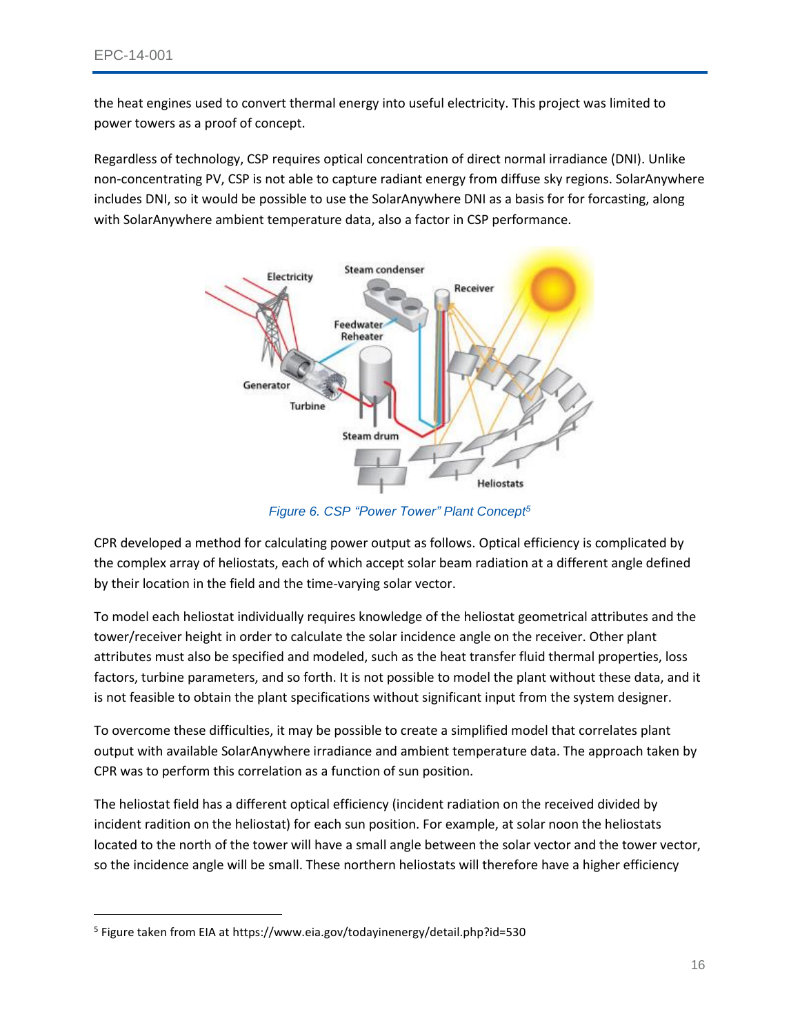the heat engines used to convert thermal energy into useful electricity. This project was limited to power towers as a proof of concept.

Regardless of technology, CSP requires optical concentration of direct normal irradiance (DNI). Unlike non-concentrating PV, CSP is not able to capture radiant energy from diffuse sky regions. SolarAnywhere includes DNI, so it would be possible to use the SolarAnywhere DNI as a basis for for forcasting, along with SolarAnywhere ambient temperature data, also a factor in CSP performance.

*Figure 6. CSP "Power Tower" Plant Concept*[5]

CPR developed a method for calculating power output as follows. Optical efficiency is complicated by the complex array of heliostats, each of which accept solar beam radiation at a different angle defined by their location in the field and the time-varying solar vector.

To model each heliostat individually requires knowledge of the heliostat geometrical attributes and the tower/receiver height in order to calculate the solar incidence angle on the receiver. Other plant attributes must also be specified and modeled, such as the heat transfer fluid thermal properties, loss factors, turbine parameters, and so forth. It is not possible to model the plant without these data, and it is not feasible to obtain the plant specifications without significant input from the system designer.

To overcome these difficulties, it may be possible to create a simplified model that correlates plant output with available SolarAnywhere irradiance and ambient temperature data. The approach taken by CPR was to perform this correlation as a function of sun position.

The heliostat field has a different optical efficiency (incident radiation on the received divided by incident radition on the heliostat) for each sun position. For example, at solar noon the heliostats located to the north of the tower will have a small angle between the solar vector and the tower vector, so the incidence angle will be small. These northern heliostats will therefore have a higher efficiency

[5] Figure taken from EIA at https://www.eia.gov/todayinenergy/detail.php?id=530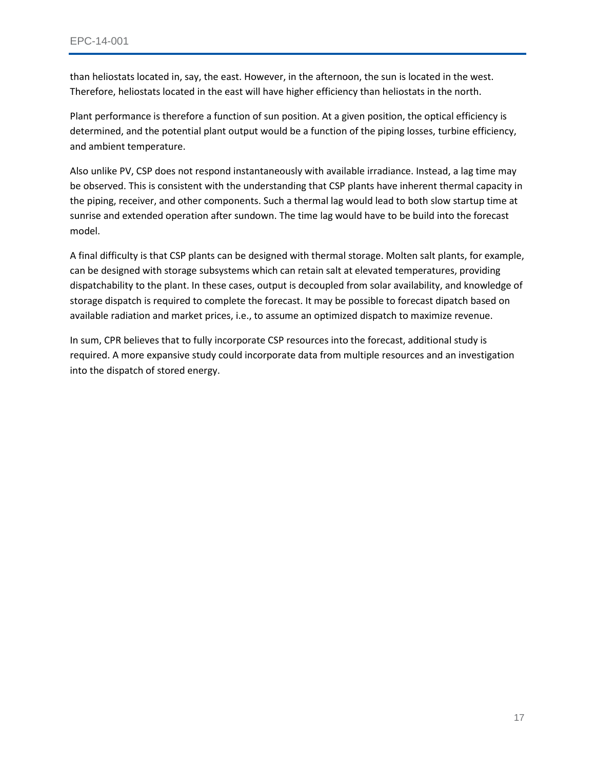than heliostats located in, say, the east. However, in the afternoon, the sun is located in the west. Therefore, heliostats located in the east will have higher efficiency than heliostats in the north.

Plant performance is therefore a function of sun position. At a given position, the optical efficiency is determined, and the potential plant output would be a function of the piping losses, turbine efficiency, and ambient temperature.

Also unlike PV, CSP does not respond instantaneously with available irradiance. Instead, a lag time may be observed. This is consistent with the understanding that CSP plants have inherent thermal capacity in the piping, receiver, and other components. Such a thermal lag would lead to both slow startup time at sunrise and extended operation after sundown. The time lag would have to be build into the forecast model.

A final difficulty is that CSP plants can be designed with thermal storage. Molten salt plants, for example, can be designed with storage subsystems which can retain salt at elevated temperatures, providing dispatchability to the plant. In these cases, output is decoupled from solar availability, and knowledge of storage dispatch is required to complete the forecast. It may be possible to forecast dipatch based on available radiation and market prices, i.e., to assume an optimized dispatch to maximize revenue.

In sum, CPR believes that to fully incorporate CSP resources into the forecast, additional study is required. A more expansive study could incorporate data from multiple resources and an investigation into the dispatch of stored energy.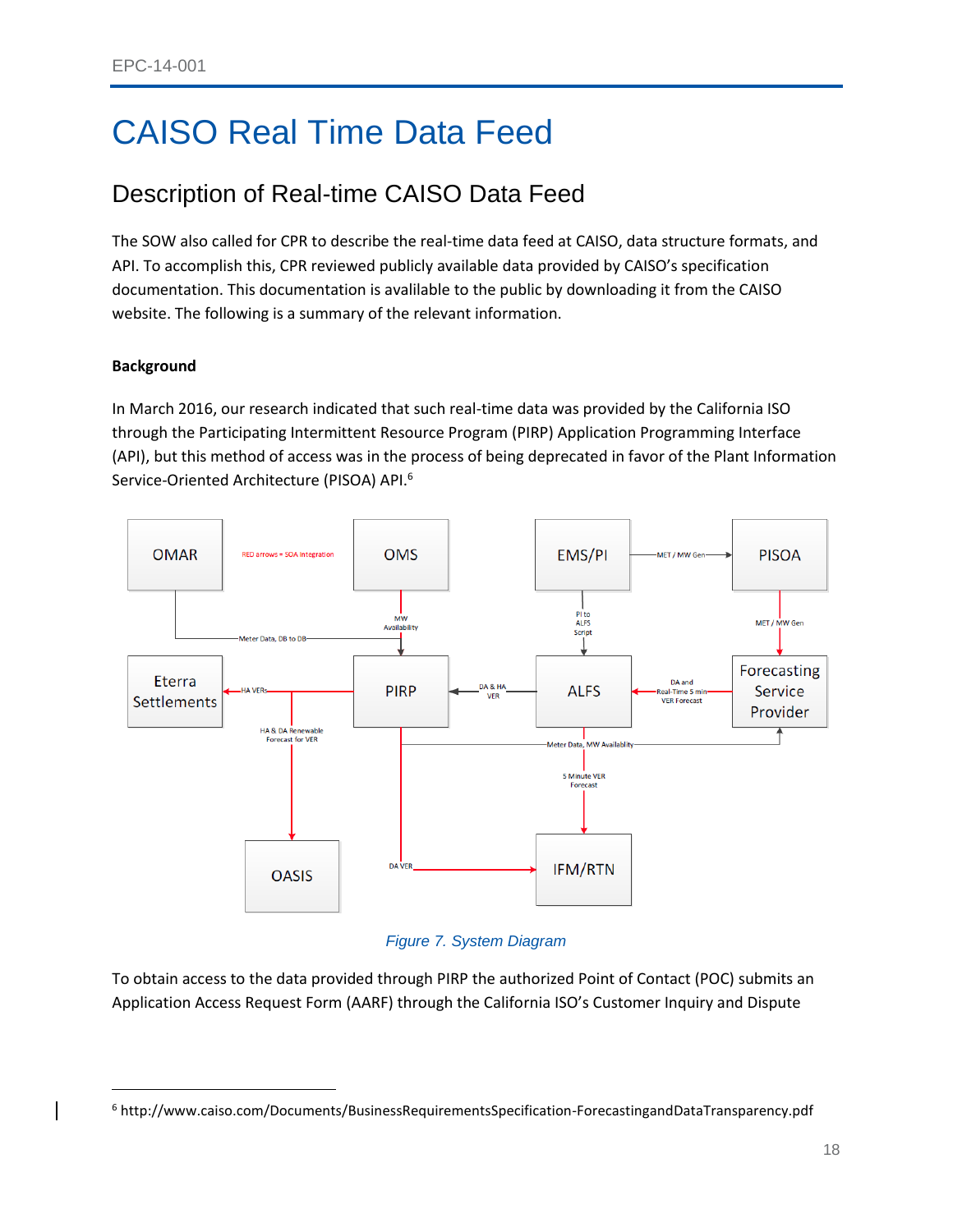# CAISO Real Time Data Feed

## Description of Real-time CAISO Data Feed

The SOW also called for CPR to describe the real-time data feed at CAISO, data structure formats, and API. To accomplish this, CPR reviewed publicly available data provided by CAISO's specification documentation. This documentation is available to the public by downloading it from the CAISO website. The following is a summary of the relevant information.

**Background**

In March 2016, our research indicated that such real-time data was provided by the California ISO through the Participating Intermittent Resource Program (PIRP) Application Programming Interface (API), but this method of access was in the process of being deprecated in favor of the Plant Information Service-Oriented Architecture (PISOA) API.[6]

*Figure 7. System Diagram*

To obtain access to the data provided through PIRP the authorized Point of Contact (POC) submits an Application Access Request Form (AARF) through the California ISO's Customer Inquiry and Dispute

---

[6] http://www.caiso.com/Documents/BusinessRequirementsSpecification-ForecastingandDataTransparency.pdf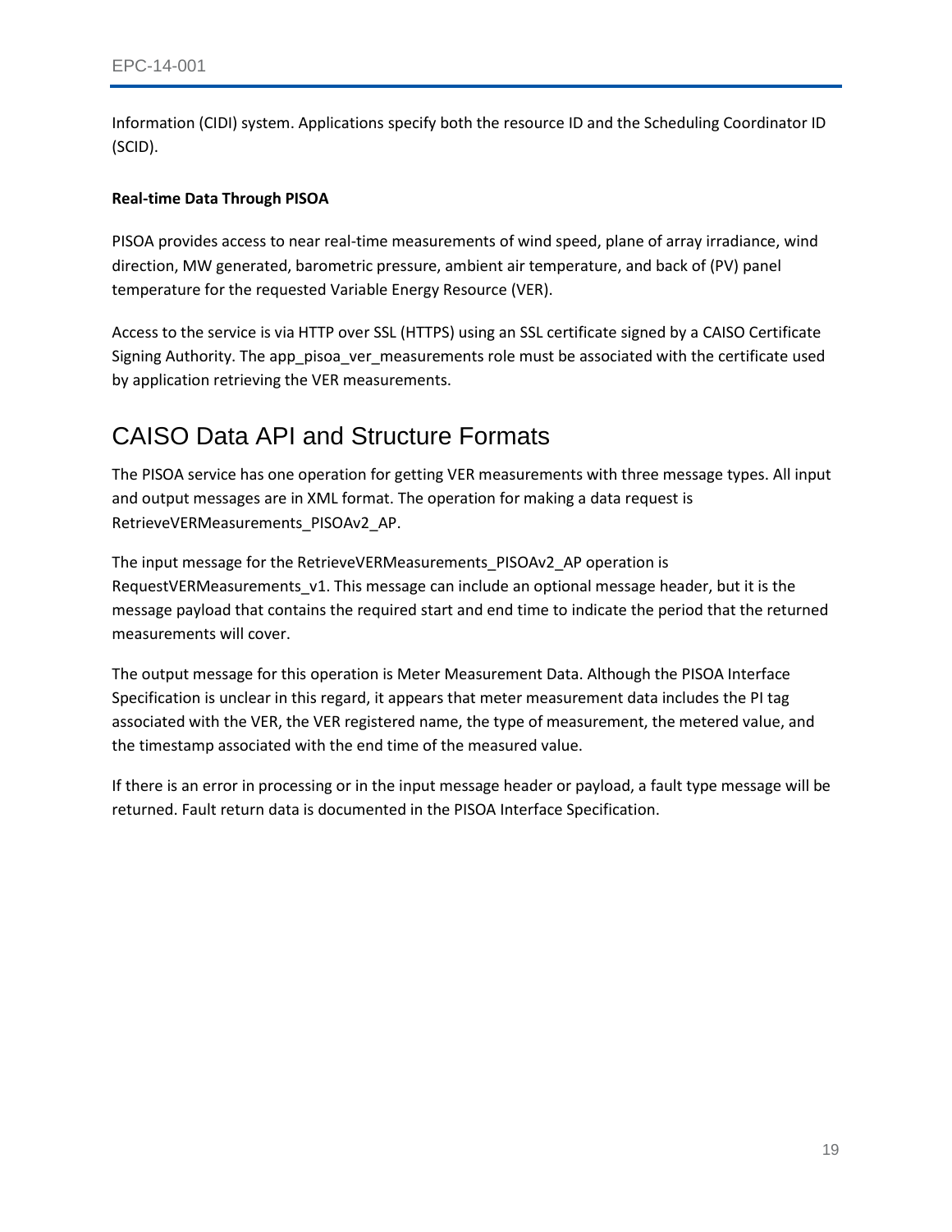Information (CIDI) system. Applications specify both the resource ID and the Scheduling Coordinator ID (SCID).

**Real-time Data Through PISOA**

PISOA provides access to near real-time measurements of wind speed, plane of array irradiance, wind direction, MW generated, barometric pressure, ambient air temperature, and back of (PV) panel temperature for the requested Variable Energy Resource (VER).

Access to the service is via HTTP over SSL (HTTPS) using an SSL certificate signed by a CAISO Certificate Signing Authority. The app_pisoa_ver_measurements role must be associated with the certificate used by application retrieving the VER measurements.

# CAISO Data API and Structure Formats

The PISOA service has one operation for getting VER measurements with three message types. All input and output messages are in XML format. The operation for making a data request is RetrieveVERMeasurements_PISOAv2_AP.

The input message for the RetrieveVERMeasurements_PISOAv2_AP operation is RequestVERMeasurements_v1. This message can include an optional message header, but it is the message payload that contains the required start and end time to indicate the period that the returned measurements will cover.

The output message for this operation is Meter Measurement Data. Although the PISOA Interface Specification is unclear in this regard, it appears that meter measurement data includes the PI tag associated with the VER, the VER registered name, the type of measurement, the metered value, and the timestamp associated with the end time of the measured value.

If there is an error in processing or in the input message header or payload, a fault type message will be returned. Fault return data is documented in the PISOA Interface Specification.